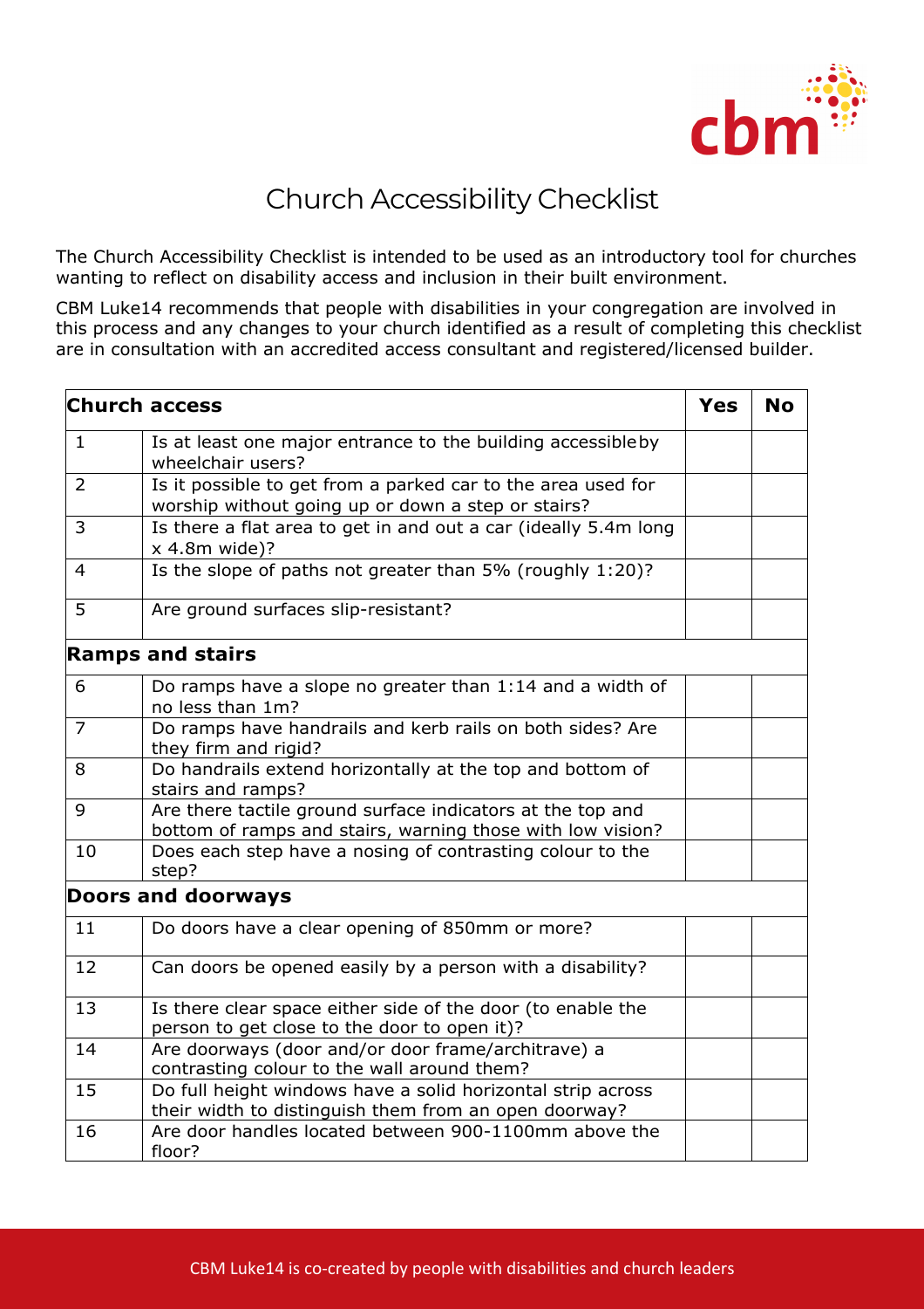# Church Accessibility Checklist

The Church Accessibility Checklist is intended to be used as an introductory tool for churches wanting to reflect on disability access and inclusion in their built environment.

CBM Luke14 recommends that people with disabilities in your congregation are involved in this process and any changes to your church identified as a result of completing this checklist are in consultation with an accredited access consultant and registered/licensed builder.

| **Church access** | | **Yes** | **No** |
|---|---|---|---|
| 1 | Is at least one major entrance to the building accessible by wheelchair users? | | |
| 2 | Is it possible to get from a parked car to the area used for worship without going up or down a step or stairs? | | |
| 3 | Is there a flat area to get in and out a car (ideally 5.4m long x 4.8m wide)? | | |
| 4 | Is the slope of paths not greater than 5% (roughly 1:20)? | | |
| 5 | Are ground surfaces slip-resistant? | | |
| **Ramps and stairs** | | | |
| 6 | Do ramps have a slope no greater than 1:14 and a width of no less than 1m? | | |
| 7 | Do ramps have handrails and kerb rails on both sides? Are they firm and rigid? | | |
| 8 | Do handrails extend horizontally at the top and bottom of stairs and ramps? | | |
| 9 | Are there tactile ground surface indicators at the top and bottom of ramps and stairs, warning those with low vision? | | |
| 10 | Does each step have a nosing of contrasting colour to the step? | | |
| **Doors and doorways** | | | |
| 11 | Do doors have a clear opening of 850mm or more? | | |
| 12 | Can doors be opened easily by a person with a disability? | | |
| 13 | Is there clear space either side of the door (to enable the person to get close to the door to open it)? | | |
| 14 | Are doorways (door and/or door frame/architrave) a contrasting colour to the wall around them? | | |
| 15 | Do full height windows have a solid horizontal strip across their width to distinguish them from an open doorway? | | |
| 16 | Are door handles located between 900-1100mm above the floor? | | |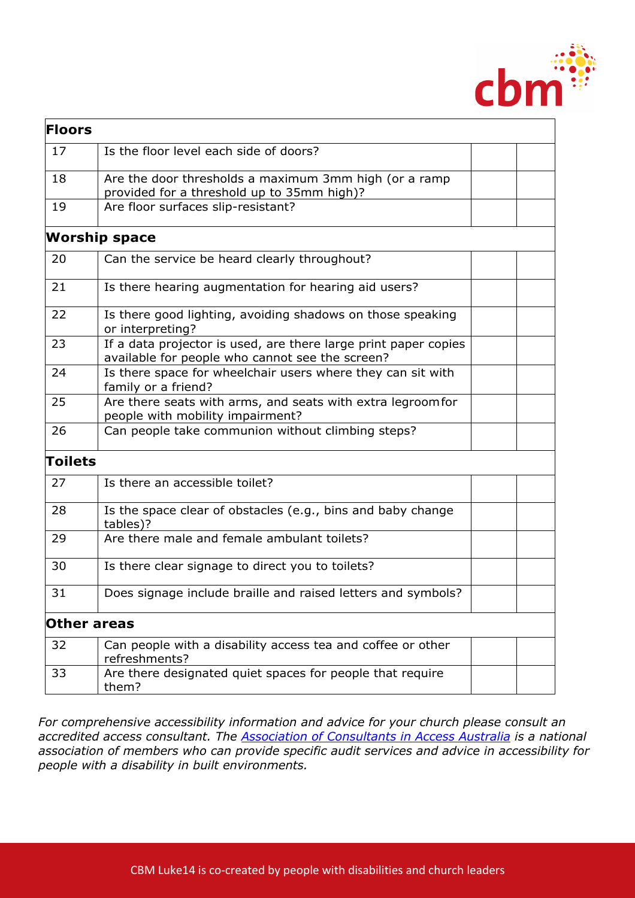| Floors | | | |
|---|---|---|---|
| 17 | Is the floor level each side of doors? | | |
| 18 | Are the door thresholds a maximum 3mm high (or a ramp provided for a threshold up to 35mm high)? | | |
| 19 | Are floor surfaces slip-resistant? | | |
| **Worship space** | | | |
| 20 | Can the service be heard clearly throughout? | | |
| 21 | Is there hearing augmentation for hearing aid users? | | |
| 22 | Is there good lighting, avoiding shadows on those speaking or interpreting? | | |
| 23 | If a data projector is used, are there large print paper copies available for people who cannot see the screen? | | |
| 24 | Is there space for wheelchair users where they can sit with family or a friend? | | |
| 25 | Are there seats with arms, and seats with extra legroom for people with mobility impairment? | | |
| 26 | Can people take communion without climbing steps? | | |
| **Toilets** | | | |
| 27 | Is there an accessible toilet? | | |
| 28 | Is the space clear of obstacles (e.g., bins and baby change tables)? | | |
| 29 | Are there male and female ambulant toilets? | | |
| 30 | Is there clear signage to direct you to toilets? | | |
| 31 | Does signage include braille and raised letters and symbols? | | |
| **Other areas** | | | |
| 32 | Can people with a disability access tea and coffee or other refreshments? | | |
| 33 | Are there designated quiet spaces for people that require them? | | |

*For comprehensive accessibility information and advice for your church please consult an accredited access consultant. The Association of Consultants in Access Australia is a national association of members who can provide specific audit services and advice in accessibility for people with a disability in built environments.*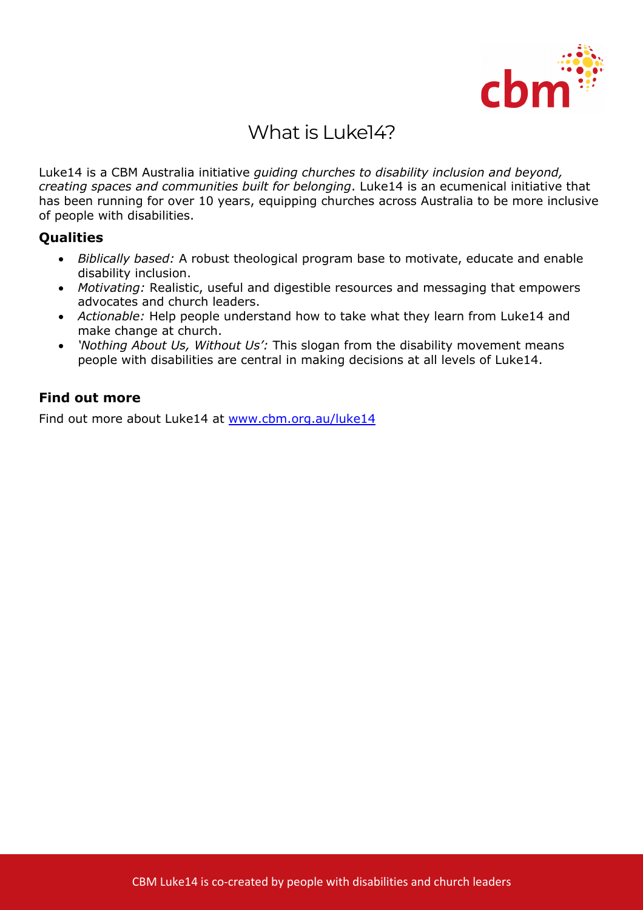# What is Luke14?

Luke14 is a CBM Australia initiative *guiding churches to disability inclusion and beyond, creating spaces and communities built for belonging*. Luke14 is an ecumenical initiative that has been running for over 10 years, equipping churches across Australia to be more inclusive of people with disabilities.

## Qualities

- *Biblically based:* A robust theological program base to motivate, educate and enable disability inclusion.
- *Motivating:* Realistic, useful and digestible resources and messaging that empowers advocates and church leaders.
- *Actionable:* Help people understand how to take what they learn from Luke14 and make change at church.
- *'Nothing About Us, Without Us':* This slogan from the disability movement means people with disabilities are central in making decisions at all levels of Luke14.

## Find out more

Find out more about Luke14 at [www.cbm.org.au/luke14](www.cbm.org.au/luke14)

CBM Luke14 is co-created by people with disabilities and church leaders